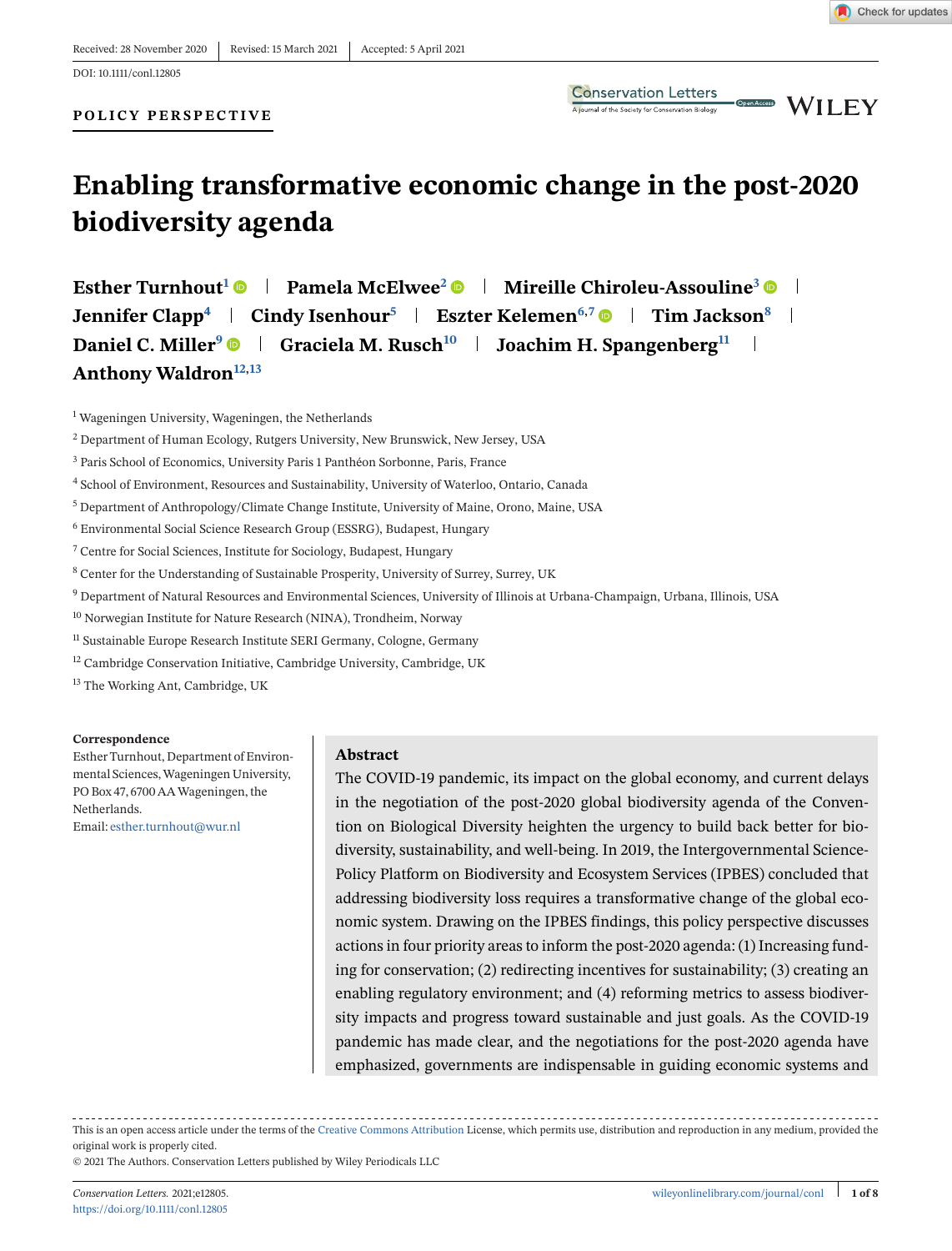Received: 28 November 2020 | Revised: 15 March 2021 | Accepted: 5 April 2021

DOI: 10.1111/conl.12805

**POLICY PERSPECTIVE**

# Enabling transformative economic change in the post-2020 biodiversity agenda

**Esther Turnhout**[1] | **Pamela McElwee**[2] | **Mireille Chiroleu-Assouline**[3] | **Jennifer Clapp**[4] | **Cindy Isenhour**[5] | **Eszter Kelemen**[6,7] | **Tim Jackson**[8] | **Daniel C. Miller**[9] | **Graciela M. Rusch**[10] | **Joachim H. Spangenberg**[11] | **Anthony Waldron**[12,13]

[1] Wageningen University, Wageningen, the Netherlands

[2] Department of Human Ecology, Rutgers University, New Brunswick, New Jersey, USA

[3] Paris School of Economics, University Paris 1 Panthéon Sorbonne, Paris, France

[4] School of Environment, Resources and Sustainability, University of Waterloo, Ontario, Canada

[5] Department of Anthropology/Climate Change Institute, University of Maine, Orono, Maine, USA

[6] Environmental Social Science Research Group (ESSRG), Budapest, Hungary

[7] Centre for Social Sciences, Institute for Sociology, Budapest, Hungary

[8] Center for the Understanding of Sustainable Prosperity, University of Surrey, Surrey, UK

[9] Department of Natural Resources and Environmental Sciences, University of Illinois at Urbana-Champaign, Urbana, Illinois, USA

[10] Norwegian Institute for Nature Research (NINA), Trondheim, Norway

[11] Sustainable Europe Research Institute SERI Germany, Cologne, Germany

[12] Cambridge Conservation Initiative, Cambridge University, Cambridge, UK

[13] The Working Ant, Cambridge, UK

**Correspondence**

Esther Turnhout, Department of Environmental Sciences, Wageningen University, PO Box 47, 6700 AA Wageningen, the Netherlands.
Email: esther.turnhout@wur.nl

## Abstract

The COVID-19 pandemic, its impact on the global economy, and current delays in the negotiation of the post-2020 global biodiversity agenda of the Convention on Biological Diversity heighten the urgency to build back better for biodiversity, sustainability, and well-being. In 2019, the Intergovernmental Science-Policy Platform on Biodiversity and Ecosystem Services (IPBES) concluded that addressing biodiversity loss requires a transformative change of the global economic system. Drawing on the IPBES findings, this policy perspective discusses actions in four priority areas to inform the post-2020 agenda: (1) Increasing funding for conservation; (2) redirecting incentives for sustainability; (3) creating an enabling regulatory environment; and (4) reforming metrics to assess biodiversity impacts and progress toward sustainable and just goals. As the COVID-19 pandemic has made clear, and the negotiations for the post-2020 agenda have emphasized, governments are indispensable in guiding economic systems and

This is an open access article under the terms of the Creative Commons Attribution License, which permits use, distribution and reproduction in any medium, provided the original work is properly cited.
© 2021 The Authors. Conservation Letters published by Wiley Periodicals LLC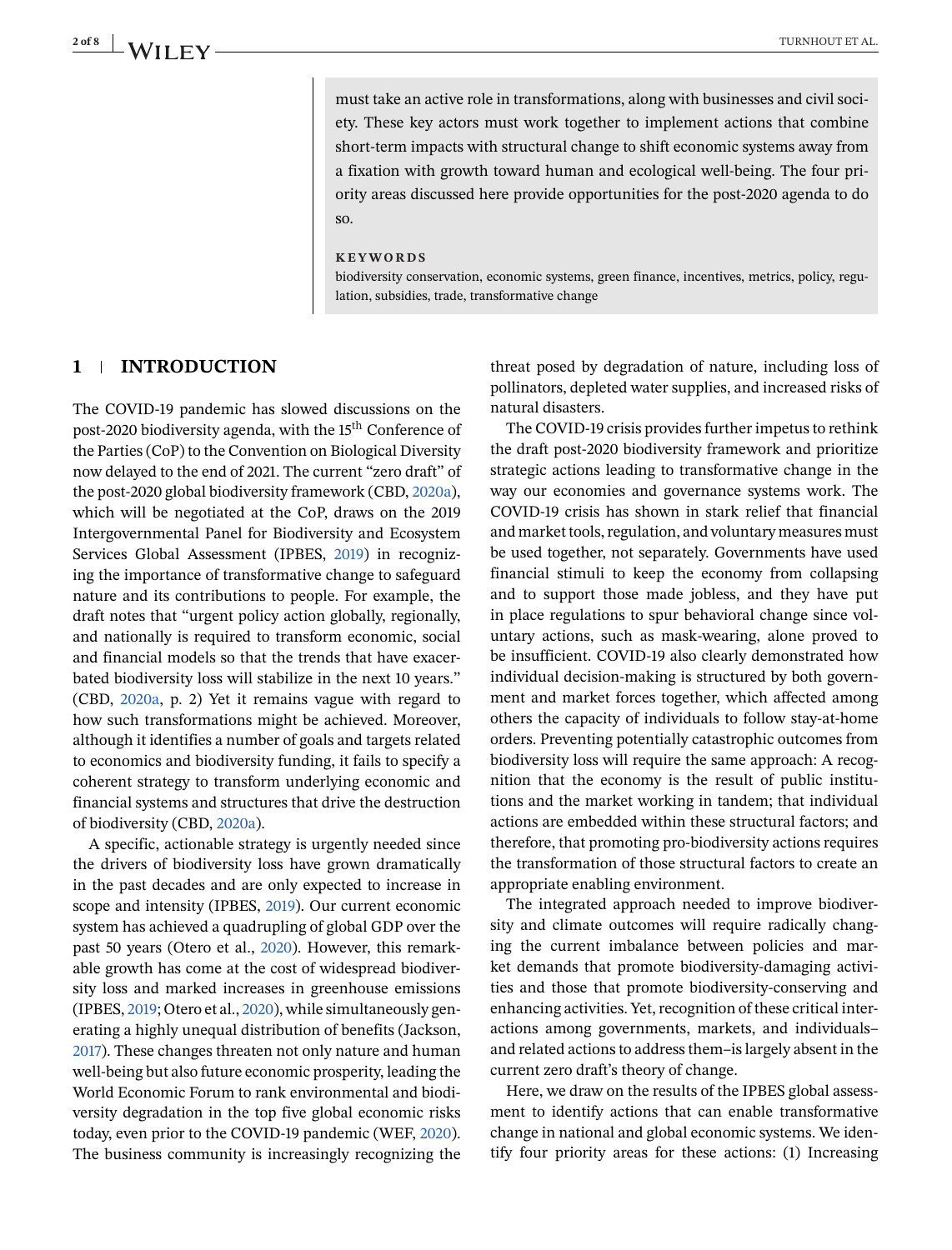must take an active role in transformations, along with businesses and civil society. These key actors must work together to implement actions that combine short-term impacts with structural change to shift economic systems away from a fixation with growth toward human and ecological well-being. The four priority areas discussed here provide opportunities for the post-2020 agenda to do so.

**KEYWORDS**

biodiversity conservation, economic systems, green finance, incentives, metrics, policy, regulation, subsidies, trade, transformative change

## 1 | INTRODUCTION

The COVID-19 pandemic has slowed discussions on the post-2020 biodiversity agenda, with the 15th Conference of the Parties (CoP) to the Convention on Biological Diversity now delayed to the end of 2021. The current "zero draft" of the post-2020 global biodiversity framework (CBD, 2020a), which will be negotiated at the CoP, draws on the 2019 Intergovernmental Panel for Biodiversity and Ecosystem Services Global Assessment (IPBES, 2019) in recognizing the importance of transformative change to safeguard nature and its contributions to people. For example, the draft notes that "urgent policy action globally, regionally, and nationally is required to transform economic, social and financial models so that the trends that have exacerbated biodiversity loss will stabilize in the next 10 years." (CBD, 2020a, p. 2) Yet it remains vague with regard to how such transformations might be achieved. Moreover, although it identifies a number of goals and targets related to economics and biodiversity funding, it fails to specify a coherent strategy to transform underlying economic and financial systems and structures that drive the destruction of biodiversity (CBD, 2020a).

A specific, actionable strategy is urgently needed since the drivers of biodiversity loss have grown dramatically in the past decades and are only expected to increase in scope and intensity (IPBES, 2019). Our current economic system has achieved a quadrupling of global GDP over the past 50 years (Otero et al., 2020). However, this remarkable growth has come at the cost of widespread biodiversity loss and marked increases in greenhouse emissions (IPBES, 2019; Otero et al., 2020), while simultaneously generating a highly unequal distribution of benefits (Jackson, 2017). These changes threaten not only nature and human well-being but also future economic prosperity, leading the World Economic Forum to rank environmental and biodiversity degradation in the top five global economic risks today, even prior to the COVID-19 pandemic (WEF, 2020). The business community is increasingly recognizing the threat posed by degradation of nature, including loss of pollinators, depleted water supplies, and increased risks of natural disasters.

The COVID-19 crisis provides further impetus to rethink the draft post-2020 biodiversity framework and prioritize strategic actions leading to transformative change in the way our economies and governance systems work. The COVID-19 crisis has shown in stark relief that financial and market tools, regulation, and voluntary measures must be used together, not separately. Governments have used financial stimuli to keep the economy from collapsing and to support those made jobless, and they have put in place regulations to spur behavioral change since voluntary actions, such as mask-wearing, alone proved to be insufficient. COVID-19 also clearly demonstrated how individual decision-making is structured by both government and market forces together, which affected among others the capacity of individuals to follow stay-at-home orders. Preventing potentially catastrophic outcomes from biodiversity loss will require the same approach: A recognition that the economy is the result of public institutions and the market working in tandem; that individual actions are embedded within these structural factors; and therefore, that promoting pro-biodiversity actions requires the transformation of those structural factors to create an appropriate enabling environment.

The integrated approach needed to improve biodiversity and climate outcomes will require radically changing the current imbalance between policies and market demands that promote biodiversity-damaging activities and those that promote biodiversity-conserving and enhancing activities. Yet, recognition of these critical interactions among governments, markets, and individuals–and related actions to address them–is largely absent in the current zero draft's theory of change.

Here, we draw on the results of the IPBES global assessment to identify actions that can enable transformative change in national and global economic systems. We identify four priority areas for these actions: (1) Increasing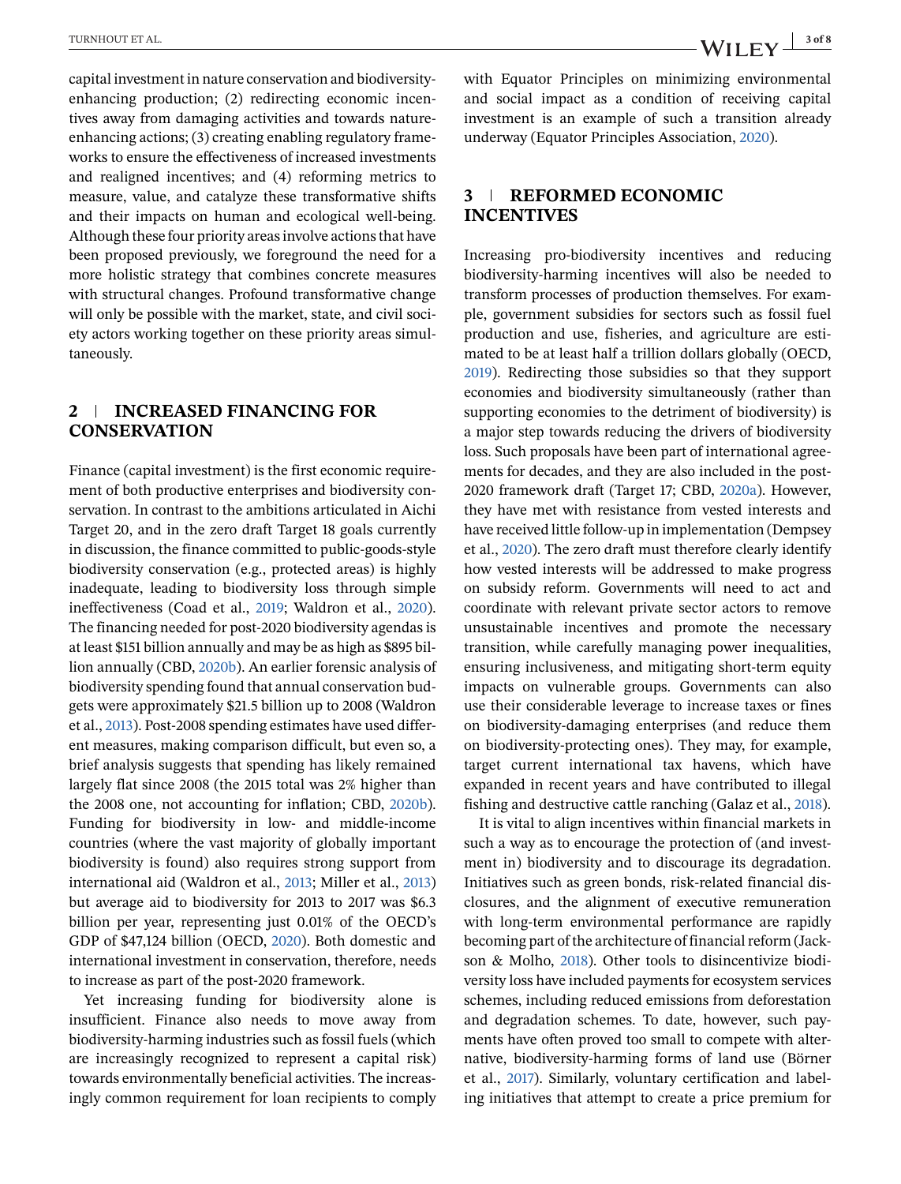capital investment in nature conservation and biodiversity-enhancing production; (2) redirecting economic incentives away from damaging activities and towards nature-enhancing actions; (3) creating enabling regulatory frameworks to ensure the effectiveness of increased investments and realigned incentives; and (4) reforming metrics to measure, value, and catalyze these transformative shifts and their impacts on human and ecological well-being. Although these four priority areas involve actions that have been proposed previously, we foreground the need for a more holistic strategy that combines concrete measures with structural changes. Profound transformative change will only be possible with the market, state, and civil society actors working together on these priority areas simultaneously.

## 2 | INCREASED FINANCING FOR CONSERVATION

Finance (capital investment) is the first economic requirement of both productive enterprises and biodiversity conservation. In contrast to the ambitions articulated in Aichi Target 20, and in the zero draft Target 18 goals currently in discussion, the finance committed to public-goods-style biodiversity conservation (e.g., protected areas) is highly inadequate, leading to biodiversity loss through simple ineffectiveness (Coad et al., 2019; Waldron et al., 2020). The financing needed for post-2020 biodiversity agendas is at least \$151 billion annually and may be as high as \$895 billion annually (CBD, 2020b). An earlier forensic analysis of biodiversity spending found that annual conservation budgets were approximately \$21.5 billion up to 2008 (Waldron et al., 2013). Post-2008 spending estimates have used different measures, making comparison difficult, but even so, a brief analysis suggests that spending has likely remained largely flat since 2008 (the 2015 total was 2% higher than the 2008 one, not accounting for inflation; CBD, 2020b). Funding for biodiversity in low- and middle-income countries (where the vast majority of globally important biodiversity is found) also requires strong support from international aid (Waldron et al., 2013; Miller et al., 2013) but average aid to biodiversity for 2013 to 2017 was \$6.3 billion per year, representing just 0.01% of the OECD's GDP of \$47,124 billion (OECD, 2020). Both domestic and international investment in conservation, therefore, needs to increase as part of the post-2020 framework.

Yet increasing funding for biodiversity alone is insufficient. Finance also needs to move away from biodiversity-harming industries such as fossil fuels (which are increasingly recognized to represent a capital risk) towards environmentally beneficial activities. The increasingly common requirement for loan recipients to comply with Equator Principles on minimizing environmental and social impact as a condition of receiving capital investment is an example of such a transition already underway (Equator Principles Association, 2020).

## 3 | REFORMED ECONOMIC INCENTIVES

Increasing pro-biodiversity incentives and reducing biodiversity-harming incentives will also be needed to transform processes of production themselves. For example, government subsidies for sectors such as fossil fuel production and use, fisheries, and agriculture are estimated to be at least half a trillion dollars globally (OECD, 2019). Redirecting those subsidies so that they support economies and biodiversity simultaneously (rather than supporting economies to the detriment of biodiversity) is a major step towards reducing the drivers of biodiversity loss. Such proposals have been part of international agreements for decades, and they are also included in the post-2020 framework draft (Target 17; CBD, 2020a). However, they have met with resistance from vested interests and have received little follow-up in implementation (Dempsey et al., 2020). The zero draft must therefore clearly identify how vested interests will be addressed to make progress on subsidy reform. Governments will need to act and coordinate with relevant private sector actors to remove unsustainable incentives and promote the necessary transition, while carefully managing power inequalities, ensuring inclusiveness, and mitigating short-term equity impacts on vulnerable groups. Governments can also use their considerable leverage to increase taxes or fines on biodiversity-damaging enterprises (and reduce them on biodiversity-protecting ones). They may, for example, target current international tax havens, which have expanded in recent years and have contributed to illegal fishing and destructive cattle ranching (Galaz et al., 2018).

It is vital to align incentives within financial markets in such a way as to encourage the protection of (and investment in) biodiversity and to discourage its degradation. Initiatives such as green bonds, risk-related financial disclosures, and the alignment of executive remuneration with long-term environmental performance are rapidly becoming part of the architecture of financial reform (Jackson & Molho, 2018). Other tools to disincentivize biodiversity loss have included payments for ecosystem services schemes, including reduced emissions from deforestation and degradation schemes. To date, however, such payments have often proved too small to compete with alternative, biodiversity-harming forms of land use (Börner et al., 2017). Similarly, voluntary certification and labeling initiatives that attempt to create a price premium for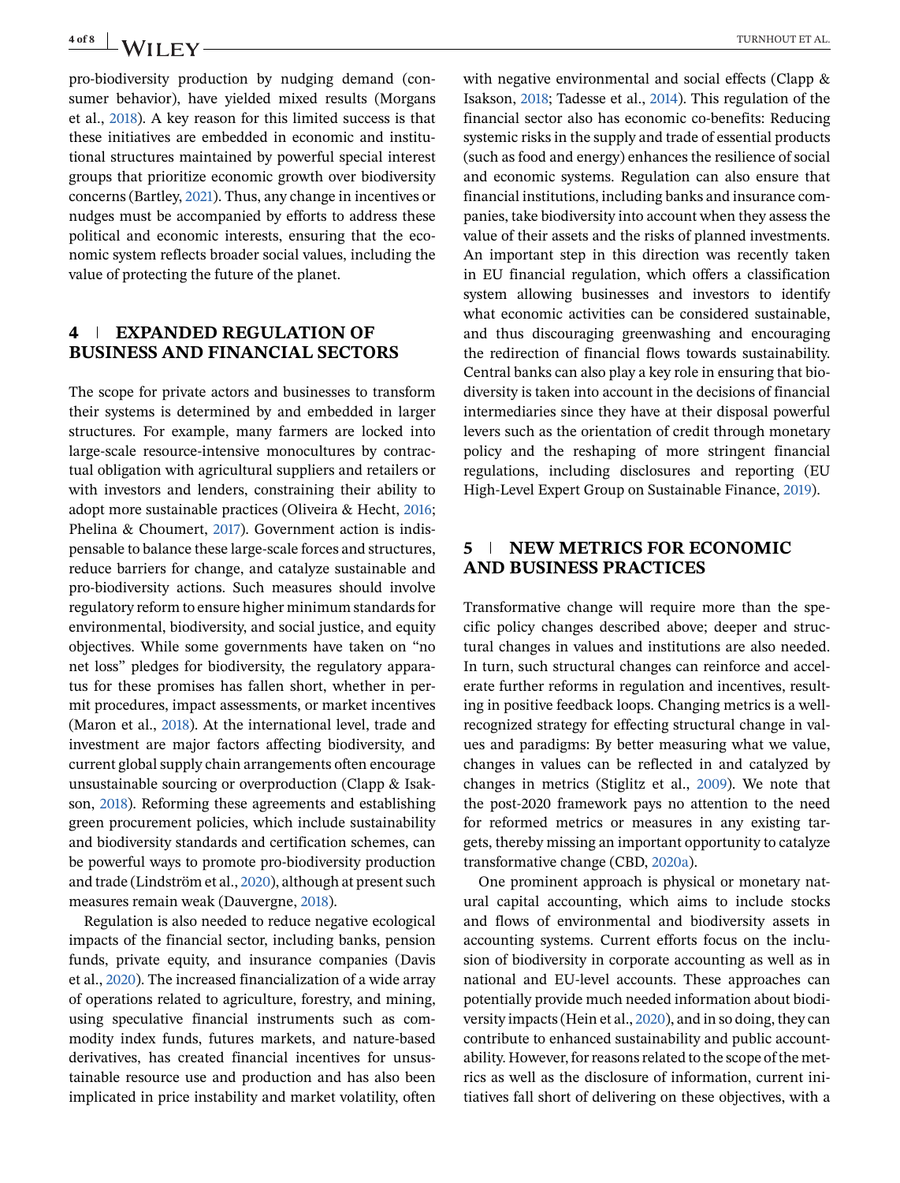pro-biodiversity production by nudging demand (consumer behavior), have yielded mixed results (Morgans et al., 2018). A key reason for this limited success is that these initiatives are embedded in economic and institutional structures maintained by powerful special interest groups that prioritize economic growth over biodiversity concerns (Bartley, 2021). Thus, any change in incentives or nudges must be accompanied by efforts to address these political and economic interests, ensuring that the economic system reflects broader social values, including the value of protecting the future of the planet.

## 4 | EXPANDED REGULATION OF BUSINESS AND FINANCIAL SECTORS

The scope for private actors and businesses to transform their systems is determined by and embedded in larger structures. For example, many farmers are locked into large-scale resource-intensive monocultures by contractual obligation with agricultural suppliers and retailers or with investors and lenders, constraining their ability to adopt more sustainable practices (Oliveira & Hecht, 2016; Phelina & Choumert, 2017). Government action is indispensable to balance these large-scale forces and structures, reduce barriers for change, and catalyze sustainable and pro-biodiversity actions. Such measures should involve regulatory reform to ensure higher minimum standards for environmental, biodiversity, and social justice, and equity objectives. While some governments have taken on "no net loss" pledges for biodiversity, the regulatory apparatus for these promises has fallen short, whether in permit procedures, impact assessments, or market incentives (Maron et al., 2018). At the international level, trade and investment are major factors affecting biodiversity, and current global supply chain arrangements often encourage unsustainable sourcing or overproduction (Clapp & Isakson, 2018). Reforming these agreements and establishing green procurement policies, which include sustainability and biodiversity standards and certification schemes, can be powerful ways to promote pro-biodiversity production and trade (Lindström et al., 2020), although at present such measures remain weak (Dauvergne, 2018).

Regulation is also needed to reduce negative ecological impacts of the financial sector, including banks, pension funds, private equity, and insurance companies (Davis et al., 2020). The increased financialization of a wide array of operations related to agriculture, forestry, and mining, using speculative financial instruments such as commodity index funds, futures markets, and nature-based derivatives, has created financial incentives for unsustainable resource use and production and has also been implicated in price instability and market volatility, often with negative environmental and social effects (Clapp & Isakson, 2018; Tadesse et al., 2014). This regulation of the financial sector also has economic co-benefits: Reducing systemic risks in the supply and trade of essential products (such as food and energy) enhances the resilience of social and economic systems. Regulation can also ensure that financial institutions, including banks and insurance companies, take biodiversity into account when they assess the value of their assets and the risks of planned investments. An important step in this direction was recently taken in EU financial regulation, which offers a classification system allowing businesses and investors to identify what economic activities can be considered sustainable, and thus discouraging greenwashing and encouraging the redirection of financial flows towards sustainability. Central banks can also play a key role in ensuring that biodiversity is taken into account in the decisions of financial intermediaries since they have at their disposal powerful levers such as the orientation of credit through monetary policy and the reshaping of more stringent financial regulations, including disclosures and reporting (EU High-Level Expert Group on Sustainable Finance, 2019).

## 5 | NEW METRICS FOR ECONOMIC AND BUSINESS PRACTICES

Transformative change will require more than the specific policy changes described above; deeper and structural changes in values and institutions are also needed. In turn, such structural changes can reinforce and accelerate further reforms in regulation and incentives, resulting in positive feedback loops. Changing metrics is a well-recognized strategy for effecting structural change in values and paradigms: By better measuring what we value, changes in values can be reflected in and catalyzed by changes in metrics (Stiglitz et al., 2009). We note that the post-2020 framework pays no attention to the need for reformed metrics or measures in any existing targets, thereby missing an important opportunity to catalyze transformative change (CBD, 2020a).

One prominent approach is physical or monetary natural capital accounting, which aims to include stocks and flows of environmental and biodiversity assets in accounting systems. Current efforts focus on the inclusion of biodiversity in corporate accounting as well as in national and EU-level accounts. These approaches can potentially provide much needed information about biodiversity impacts (Hein et al., 2020), and in so doing, they can contribute to enhanced sustainability and public accountability. However, for reasons related to the scope of the metrics as well as the disclosure of information, current initiatives fall short of delivering on these objectives, with a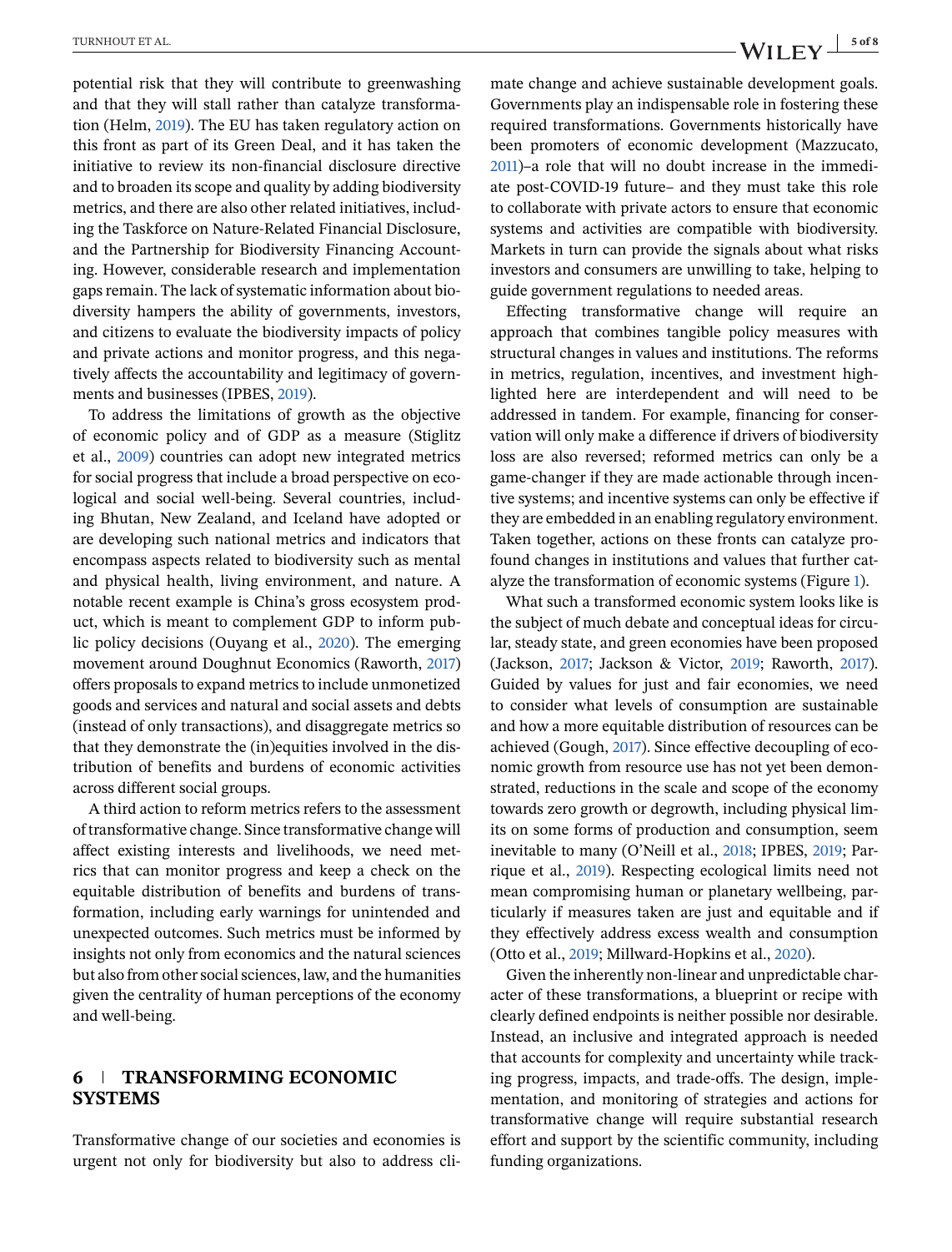potential risk that they will contribute to greenwashing and that they will stall rather than catalyze transformation (Helm, 2019). The EU has taken regulatory action on this front as part of its Green Deal, and it has taken the initiative to review its non-financial disclosure directive and to broaden its scope and quality by adding biodiversity metrics, and there are also other related initiatives, including the Taskforce on Nature-Related Financial Disclosure, and the Partnership for Biodiversity Financing Accounting. However, considerable research and implementation gaps remain. The lack of systematic information about biodiversity hampers the ability of governments, investors, and citizens to evaluate the biodiversity impacts of policy and private actions and monitor progress, and this negatively affects the accountability and legitimacy of governments and businesses (IPBES, 2019).

To address the limitations of growth as the objective of economic policy and of GDP as a measure (Stiglitz et al., 2009) countries can adopt new integrated metrics for social progress that include a broad perspective on ecological and social well-being. Several countries, including Bhutan, New Zealand, and Iceland have adopted or are developing such national metrics and indicators that encompass aspects related to biodiversity such as mental and physical health, living environment, and nature. A notable recent example is China's gross ecosystem product, which is meant to complement GDP to inform public policy decisions (Ouyang et al., 2020). The emerging movement around Doughnut Economics (Raworth, 2017) offers proposals to expand metrics to include unmonetized goods and services and natural and social assets and debts (instead of only transactions), and disaggregate metrics so that they demonstrate the (in)equities involved in the distribution of benefits and burdens of economic activities across different social groups.

A third action to reform metrics refers to the assessment of transformative change. Since transformative change will affect existing interests and livelihoods, we need metrics that can monitor progress and keep a check on the equitable distribution of benefits and burdens of transformation, including early warnings for unintended and unexpected outcomes. Such metrics must be informed by insights not only from economics and the natural sciences but also from other social sciences, law, and the humanities given the centrality of human perceptions of the economy and well-being.

## 6 | TRANSFORMING ECONOMIC SYSTEMS

Transformative change of our societies and economies is urgent not only for biodiversity but also to address climate change and achieve sustainable development goals. Governments play an indispensable role in fostering these required transformations. Governments historically have been promoters of economic development (Mazzucato, 2011)–a role that will no doubt increase in the immediate post-COVID-19 future– and they must take this role to collaborate with private actors to ensure that economic systems and activities are compatible with biodiversity. Markets in turn can provide the signals about what risks investors and consumers are unwilling to take, helping to guide government regulations to needed areas.

Effecting transformative change will require an approach that combines tangible policy measures with structural changes in values and institutions. The reforms in metrics, regulation, incentives, and investment highlighted here are interdependent and will need to be addressed in tandem. For example, financing for conservation will only make a difference if drivers of biodiversity loss are also reversed; reformed metrics can only be a game-changer if they are made actionable through incentive systems; and incentive systems can only be effective if they are embedded in an enabling regulatory environment. Taken together, actions on these fronts can catalyze profound changes in institutions and values that further catalyze the transformation of economic systems (Figure 1).

What such a transformed economic system looks like is the subject of much debate and conceptual ideas for circular, steady state, and green economies have been proposed (Jackson, 2017; Jackson & Victor, 2019; Raworth, 2017). Guided by values for just and fair economies, we need to consider what levels of consumption are sustainable and how a more equitable distribution of resources can be achieved (Gough, 2017). Since effective decoupling of economic growth from resource use has not yet been demonstrated, reductions in the scale and scope of the economy towards zero growth or degrowth, including physical limits on some forms of production and consumption, seem inevitable to many (O'Neill et al., 2018; IPBES, 2019; Parrique et al., 2019). Respecting ecological limits need not mean compromising human or planetary wellbeing, particularly if measures taken are just and equitable and if they effectively address excess wealth and consumption (Otto et al., 2019; Millward-Hopkins et al., 2020).

Given the inherently non-linear and unpredictable character of these transformations, a blueprint or recipe with clearly defined endpoints is neither possible nor desirable. Instead, an inclusive and integrated approach is needed that accounts for complexity and uncertainty while tracking progress, impacts, and trade-offs. The design, implementation, and monitoring of strategies and actions for transformative change will require substantial research effort and support by the scientific community, including funding organizations.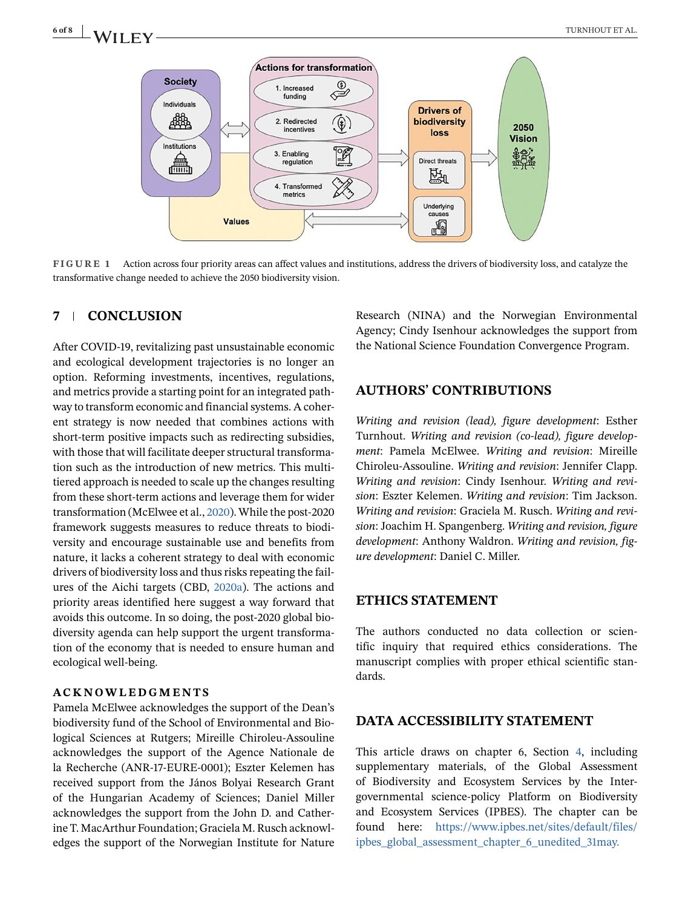FIGURE 1 Action across four priority areas can affect values and institutions, address the drivers of biodiversity loss, and catalyze the transformative change needed to achieve the 2050 biodiversity vision.

## 7 | CONCLUSION

After COVID-19, revitalizing past unsustainable economic and ecological development trajectories is no longer an option. Reforming investments, incentives, regulations, and metrics provide a starting point for an integrated pathway to transform economic and financial systems. A coherent strategy is now needed that combines actions with short-term positive impacts such as redirecting subsidies, with those that will facilitate deeper structural transformation such as the introduction of new metrics. This multi-tiered approach is needed to scale up the changes resulting from these short-term actions and leverage them for wider transformation (McElwee et al., 2020). While the post-2020 framework suggests measures to reduce threats to biodiversity and encourage sustainable use and benefits from nature, it lacks a coherent strategy to deal with economic drivers of biodiversity loss and thus risks repeating the failures of the Aichi targets (CBD, 2020a). The actions and priority areas identified here suggest a way forward that avoids this outcome. In so doing, the post-2020 global biodiversity agenda can help support the urgent transformation of the economy that is needed to ensure human and ecological well-being.

### ACKNOWLEDGMENTS

Pamela McElwee acknowledges the support of the Dean's biodiversity fund of the School of Environmental and Biological Sciences at Rutgers; Mireille Chiroleu-Assouline acknowledges the support of the Agence Nationale de la Recherche (ANR-17-EURE-0001); Eszter Kelemen has received support from the János Bolyai Research Grant of the Hungarian Academy of Sciences; Daniel Miller acknowledges the support from the John D. and Catherine T. MacArthur Foundation; Graciela M. Rusch acknowledges the support of the Norwegian Institute for Nature Research (NINA) and the Norwegian Environmental Agency; Cindy Isenhour acknowledges the support from the National Science Foundation Convergence Program.

## AUTHORS' CONTRIBUTIONS

*Writing and revision (lead), figure development*: Esther Turnhout. *Writing and revision (co-lead), figure development*: Pamela McElwee. *Writing and revision*: Mireille Chiroleu-Assouline. *Writing and revision*: Jennifer Clapp. *Writing and revision*: Cindy Isenhour. *Writing and revision*: Eszter Kelemen. *Writing and revision*: Tim Jackson. *Writing and revision*: Graciela M. Rusch. *Writing and revision*: Joachim H. Spangenberg. *Writing and revision, figure development*: Anthony Waldron. *Writing and revision, figure development*: Daniel C. Miller.

## ETHICS STATEMENT

The authors conducted no data collection or scientific inquiry that required ethics considerations. The manuscript complies with proper ethical scientific standards.

## DATA ACCESSIBILITY STATEMENT

This article draws on chapter 6, Section 4, including supplementary materials, of the Global Assessment of Biodiversity and Ecosystem Services by the Intergovernmental science-policy Platform on Biodiversity and Ecosystem Services (IPBES). The chapter can be found here: https://www.ipbes.net/sites/default/files/ipbes_global_assessment_chapter_6_unedited_31may.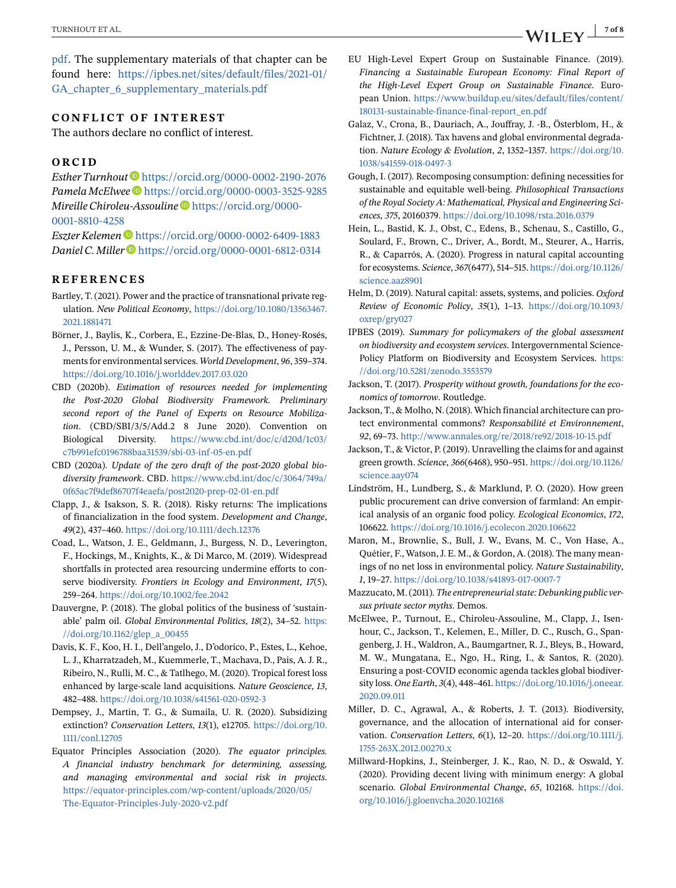pdf. The supplementary materials of that chapter can be found here: https://ipbes.net/sites/default/files/2021-01/GA_chapter_6_supplementary_materials.pdf

## CONFLICT OF INTEREST

The authors declare no conflict of interest.

## ORCID

*Esther Turnhout* https://orcid.org/0000-0002-2190-2076
*Pamela McElwee* https://orcid.org/0000-0003-3525-9285
*Mireille Chiroleu-Assouline* https://orcid.org/0000-0001-8810-4258
*Eszter Kelemen* https://orcid.org/0000-0002-6409-1883
*Daniel C. Miller* https://orcid.org/0000-0001-6812-0314

## REFERENCES

Bartley, T. (2021). Power and the practice of transnational private regulation. *New Political Economy*, https://doi.org/10.1080/13563467.2021.1881471

Börner, J., Baylis, K., Corbera, E., Ezzine-De-Blas, D., Honey-Rosés, J., Persson, U. M., & Wunder, S. (2017). The effectiveness of payments for environmental services. *World Development*, *96*, 359–374. https://doi.org/10.1016/j.worlddev.2017.03.020

CBD (2020b). *Estimation of resources needed for implementing the Post-2020 Global Biodiversity Framework. Preliminary second report of the Panel of Experts on Resource Mobilization*. (CBD/SBI/3/5/Add.2 8 June 2020). Convention on Biological Diversity. https://www.cbd.int/doc/c/d20d/1c03/c7b991efc0196788baa31539/sbi-03-inf-05-en.pdf

CBD (2020a). *Update of the zero draft of the post-2020 global biodiversity framework*. CBD. https://www.cbd.int/doc/c/3064/749a/0f65ac7f9def86707f4eaefa/post2020-prep-02-01-en.pdf

Clapp, J., & Isakson, S. R. (2018). Risky returns: The implications of financialization in the food system. *Development and Change*, *49*(2), 437–460. https://doi.org/10.1111/dech.12376

Coad, L., Watson, J. E., Geldmann, J., Burgess, N. D., Leverington, F., Hockings, M., Knights, K., & Di Marco, M. (2019). Widespread shortfalls in protected area resourcing undermine efforts to conserve biodiversity. *Frontiers in Ecology and Environment*, *17*(5), 259–264. https://doi.org/10.1002/fee.2042

Dauvergne, P. (2018). The global politics of the business of 'sustainable' palm oil. *Global Environmental Politics*, *18*(2), 34–52. https://doi.org/10.1162/glep_a_00455

Davis, K. F., Koo, H. I., Dell'angelo, J., D'odorico, P., Estes, L., Kehoe, L. J., Kharratzadeh, M., Kuemmerle, T., Machava, D., Pais, A. J. R., Ribeiro, N., Rulli, M. C., & Tatlhego, M. (2020). Tropical forest loss enhanced by large-scale land acquisitions. *Nature Geoscience*, *13*, 482–488. https://doi.org/10.1038/s41561-020-0592-3

Dempsey, J., Martin, T. G., & Sumaila, U. R. (2020). Subsidizing extinction? *Conservation Letters*, *13*(1), e12705. https://doi.org/10.1111/conl.12705

Equator Principles Association (2020). *The equator principles. A financial industry benchmark for determining, assessing, and managing environmental and social risk in projects*. https://equator-principles.com/wp-content/uploads/2020/05/The-Equator-Principles-July-2020-v2.pdf

EU High-Level Expert Group on Sustainable Finance. (2019). *Financing a Sustainable European Economy: Final Report of the High-Level Expert Group on Sustainable Finance*. European Union. https://www.buildup.eu/sites/default/files/content/180131-sustainable-finance-final-report_en.pdf

Galaz, V., Crona, B., Dauriach, A., Jouffray, J. -B., Österblom, H., & Fichtner, J. (2018). Tax havens and global environmental degradation. *Nature Ecology & Evolution*, *2*, 1352–1357. https://doi.org/10.1038/s41559-018-0497-3

Gough, I. (2017). Recomposing consumption: defining necessities for sustainable and equitable well-being. *Philosophical Transactions of the Royal Society A: Mathematical, Physical and Engineering Sciences*, *375*, 20160379. https://doi.org/10.1098/rsta.2016.0379

Hein, L., Bastid, K. J., Obst, C., Edens, B., Schenau, S., Castillo, G., Soulard, F., Brown, C., Driver, A., Bordt, M., Steurer, A., Harris, R., & Caparrós, A. (2020). Progress in natural capital accounting for ecosystems. *Science*, *367*(6477), 514–515. https://doi.org/10.1126/science.aaz8901

Helm, D. (2019). Natural capital: assets, systems, and policies. *Oxford Review of Economic Policy*, *35*(1), 1–13. https://doi.org/10.1093/oxrep/gry027

IPBES (2019). *Summary for policymakers of the global assessment on biodiversity and ecosystem services*. Intergovernmental Science-Policy Platform on Biodiversity and Ecosystem Services. https://doi.org/10.5281/zenodo.3553579

Jackson, T. (2017). *Prosperity without growth, foundations for the economics of tomorrow*. Routledge.

Jackson, T., & Molho, N. (2018). Which financial architecture can protect environmental commons? *Responsabilité et Environnement*, *92*, 69–73. http://www.annales.org/re/2018/re92/2018-10-15.pdf

Jackson, T., & Victor, P. (2019). Unravelling the claims for and against green growth. *Science*, *366*(6468), 950–951. https://doi.org/10.1126/science.aay074

Lindström, H., Lundberg, S., & Marklund, P. O. (2020). How green public procurement can drive conversion of farmland: An empirical analysis of an organic food policy. *Ecological Economics*, *172*, 106622. https://doi.org/10.1016/j.ecolecon.2020.106622

Maron, M., Brownlie, S., Bull, J. W., Evans, M. C., Von Hase, A., Quétier, F., Watson, J. E. M., & Gordon, A. (2018). The many meanings of no net loss in environmental policy. *Nature Sustainability*, *1*, 19–27. https://doi.org/10.1038/s41893-017-0007-7

Mazzucato, M. (2011). *The entrepreneurial state: Debunking public versus private sector myths*. Demos.

McElwee, P., Turnout, E., Chiroleu-Assouline, M., Clapp, J., Isenhour, C., Jackson, T., Kelemen, E., Miller, D. C., Rusch, G., Spangenberg, J. H., Waldron, A., Baumgartner, R. J., Bleys, B., Howard, M. W., Mungatana, E., Ngo, H., Ring, I., & Santos, R. (2020). Ensuring a post-COVID economic agenda tackles global biodiversity loss. *One Earth*, *3*(4), 448–461. https://doi.org/10.1016/j.oneear.2020.09.011

Miller, D. C., Agrawal, A., & Roberts, J. T. (2013). Biodiversity, governance, and the allocation of international aid for conservation. *Conservation Letters*, *6*(1), 12–20. https://doi.org/10.1111/j.1755-263X.2012.00270.x

Millward-Hopkins, J., Steinberger, J. K., Rao, N. D., & Oswald, Y. (2020). Providing decent living with minimum energy: A global scenario. *Global Environmental Change*, *65*, 102168. https://doi.org/10.1016/j.gloenvcha.2020.102168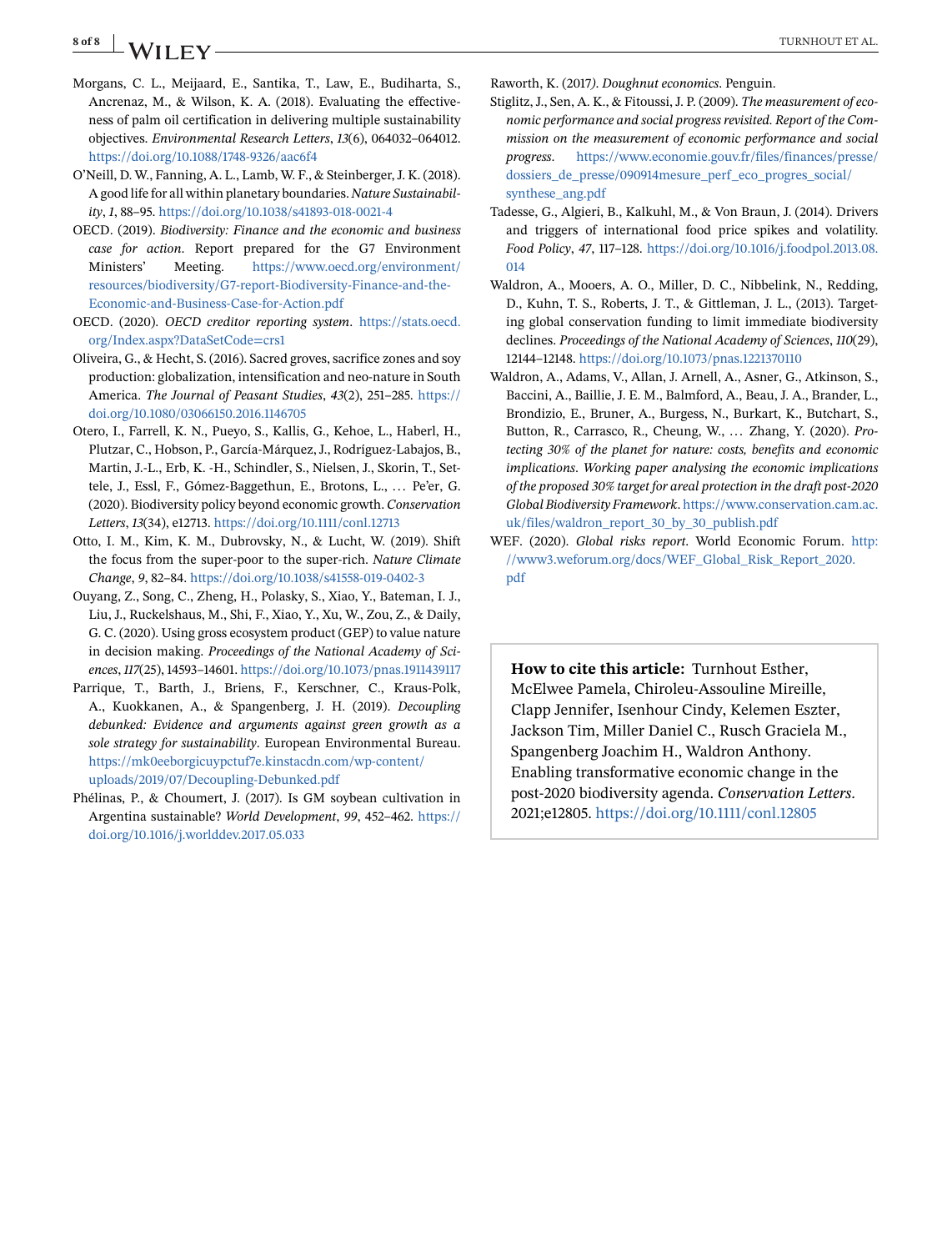Morgans, C. L., Meijaard, E., Santika, T., Law, E., Budiharta, S., Ancrenaz, M., & Wilson, K. A. (2018). Evaluating the effectiveness of palm oil certification in delivering multiple sustainability objectives. *Environmental Research Letters*, *13*(6), 064032–064012. https://doi.org/10.1088/1748-9326/aac6f4

O'Neill, D. W., Fanning, A. L., Lamb, W. F., & Steinberger, J. K. (2018). A good life for all within planetary boundaries. *Nature Sustainability*, *1*, 88–95. https://doi.org/10.1038/s41893-018-0021-4

OECD. (2019). *Biodiversity: Finance and the economic and business case for action*. Report prepared for the G7 Environment Ministers' Meeting. https://www.oecd.org/environment/resources/biodiversity/G7-report-Biodiversity-Finance-and-the-Economic-and-Business-Case-for-Action.pdf

OECD. (2020). *OECD creditor reporting system*. https://stats.oecd.org/Index.aspx?DataSetCode=crs1

Oliveira, G., & Hecht, S. (2016). Sacred groves, sacrifice zones and soy production: globalization, intensification and neo-nature in South America. *The Journal of Peasant Studies*, *43*(2), 251–285. https://doi.org/10.1080/03066150.2016.1146705

Otero, I., Farrell, K. N., Pueyo, S., Kallis, G., Kehoe, L., Haberl, H., Plutzar, C., Hobson, P., García-Márquez, J., Rodríguez-Labajos, B., Martin, J.-L., Erb, K. -H., Schindler, S., Nielsen, J., Skorin, T., Settele, J., Essl, F., Gómez-Baggethun, E., Brotons, L., … Pe'er, G. (2020). Biodiversity policy beyond economic growth. *Conservation Letters*, *13*(34), e12713. https://doi.org/10.1111/conl.12713

Otto, I. M., Kim, K. M., Dubrovsky, N., & Lucht, W. (2019). Shift the focus from the super-poor to the super-rich. *Nature Climate Change*, *9*, 82–84. https://doi.org/10.1038/s41558-019-0402-3

Ouyang, Z., Song, C., Zheng, H., Polasky, S., Xiao, Y., Bateman, I. J., Liu, J., Ruckelshaus, M., Shi, F., Xiao, Y., Xu, W., Zou, Z., & Daily, G. C. (2020). Using gross ecosystem product (GEP) to value nature in decision making. *Proceedings of the National Academy of Sciences*, *117*(25), 14593–14601. https://doi.org/10.1073/pnas.1911439117

Parrique, T., Barth, J., Briens, F., Kerschner, C., Kraus-Polk, A., Kuokkanen, A., & Spangenberg, J. H. (2019). *Decoupling debunked: Evidence and arguments against green growth as a sole strategy for sustainability*. European Environmental Bureau. https://mk0eeborgicuypctuf7e.kinstacdn.com/wp-content/uploads/2019/07/Decoupling-Debunked.pdf

Phélinas, P., & Choumert, J. (2017). Is GM soybean cultivation in Argentina sustainable? *World Development*, *99*, 452–462. https://doi.org/10.1016/j.worlddev.2017.05.033

Raworth, K. (2017*). Doughnut economics*. Penguin.

Stiglitz, J., Sen, A. K., & Fitoussi, J. P. (2009). *The measurement of economic performance and social progress revisited. Report of the Commission on the measurement of economic performance and social progress*. https://www.economie.gouv.fr/files/finances/presse/dossiers_de_presse/090914mesure_perf_eco_progres_social/synthese_ang.pdf

Tadesse, G., Algieri, B., Kalkuhl, M., & Von Braun, J. (2014). Drivers and triggers of international food price spikes and volatility. *Food Policy*, *47*, 117–128. https://doi.org/10.1016/j.foodpol.2013.08.014

Waldron, A., Mooers, A. O., Miller, D. C., Nibbelink, N., Redding, D., Kuhn, T. S., Roberts, J. T., & Gittleman, J. L., (2013). Targeting global conservation funding to limit immediate biodiversity declines. *Proceedings of the National Academy of Sciences*, *110*(29), 12144–12148. https://doi.org/10.1073/pnas.1221370110

Waldron, A., Adams, V., Allan, J. Arnell, A., Asner, G., Atkinson, S., Baccini, A., Baillie, J. E. M., Balmford, A., Beau, J. A., Brander, L., Brondizio, E., Bruner, A., Burgess, N., Burkart, K., Butchart, S., Button, R., Carrasco, R., Cheung, W., … Zhang, Y. (2020). *Protecting 30% of the planet for nature: costs, benefits and economic implications. Working paper analysing the economic implications of the proposed 30% target for areal protection in the draft post-2020 Global Biodiversity Framework*. https://www.conservation.cam.ac.uk/files/waldron_report_30_by_30_publish.pdf

WEF. (2020). *Global risks report*. World Economic Forum. http://www3.weforum.org/docs/WEF_Global_Risk_Report_2020.pdf

**How to cite this article:** Turnhout Esther, McElwee Pamela, Chiroleu-Assouline Mireille, Clapp Jennifer, Isenhour Cindy, Kelemen Eszter, Jackson Tim, Miller Daniel C., Rusch Graciela M., Spangenberg Joachim H., Waldron Anthony. Enabling transformative economic change in the post-2020 biodiversity agenda. *Conservation Letters*. 2021;e12805. https://doi.org/10.1111/conl.12805